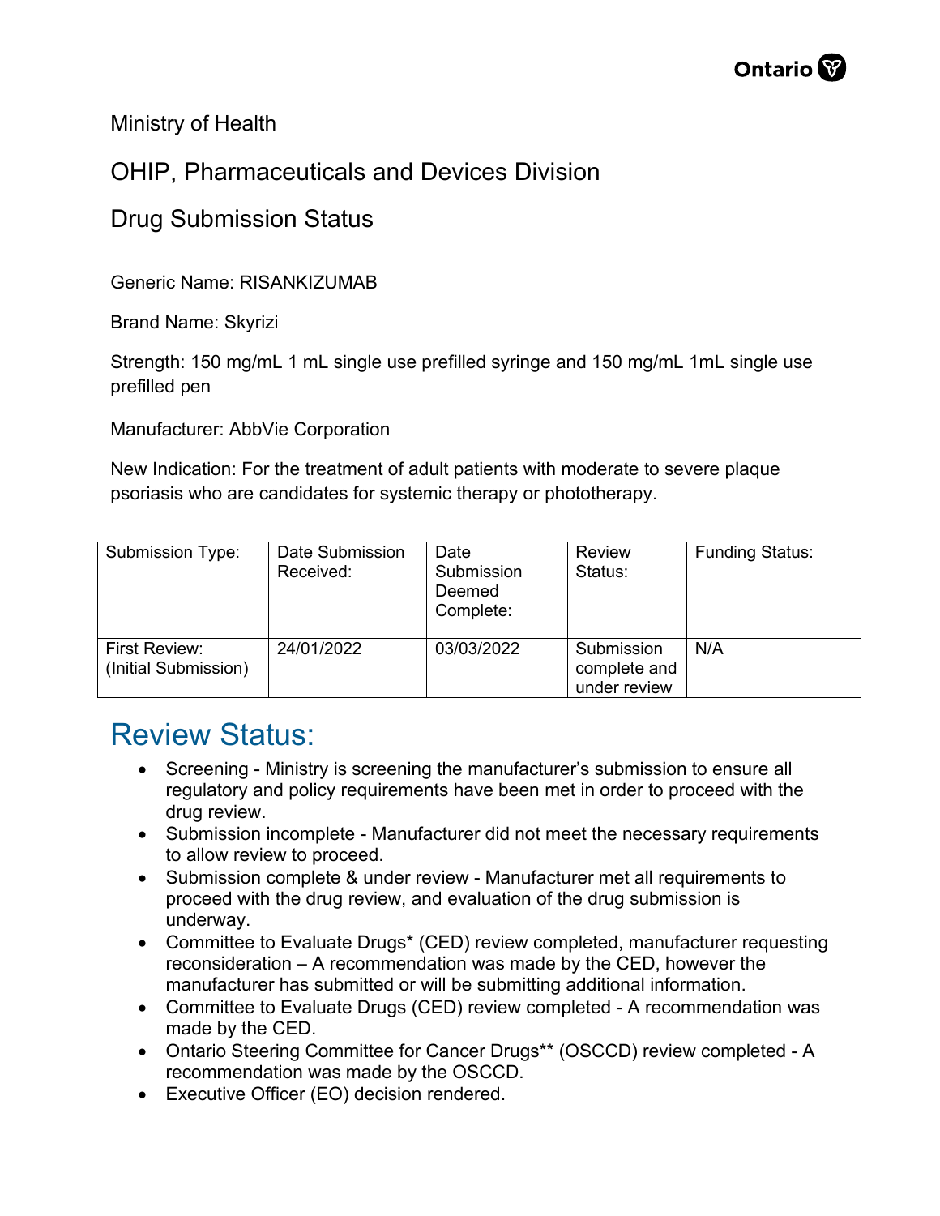Ministry of Health

OHIP, Pharmaceuticals and Devices Division

Drug Submission Status

Generic Name: RISANKIZUMAB

Brand Name: Skyrizi

Strength: 150 mg/mL 1 mL single use prefilled syringe and 150 mg/mL 1mL single use prefilled pen

Manufacturer: AbbVie Corporation

New Indication: For the treatment of adult patients with moderate to severe plaque psoriasis who are candidates for systemic therapy or phototherapy.

| Submission Type: | Date Submission Received: | Date Submission Deemed Complete: | Review Status: | Funding Status: |
|---|---|---|---|---|
| First Review: (Initial Submission) | 24/01/2022 | 03/03/2022 | Submission complete and under review | N/A |

## Review Status:

- Screening - Ministry is screening the manufacturer's submission to ensure all regulatory and policy requirements have been met in order to proceed with the drug review.
- Submission incomplete - Manufacturer did not meet the necessary requirements to allow review to proceed.
- Submission complete & under review - Manufacturer met all requirements to proceed with the drug review, and evaluation of the drug submission is underway.
- Committee to Evaluate Drugs* (CED) review completed, manufacturer requesting reconsideration – A recommendation was made by the CED, however the manufacturer has submitted or will be submitting additional information.
- Committee to Evaluate Drugs (CED) review completed - A recommendation was made by the CED.
- Ontario Steering Committee for Cancer Drugs** (OSCCD) review completed - A recommendation was made by the OSCCD.
- Executive Officer (EO) decision rendered.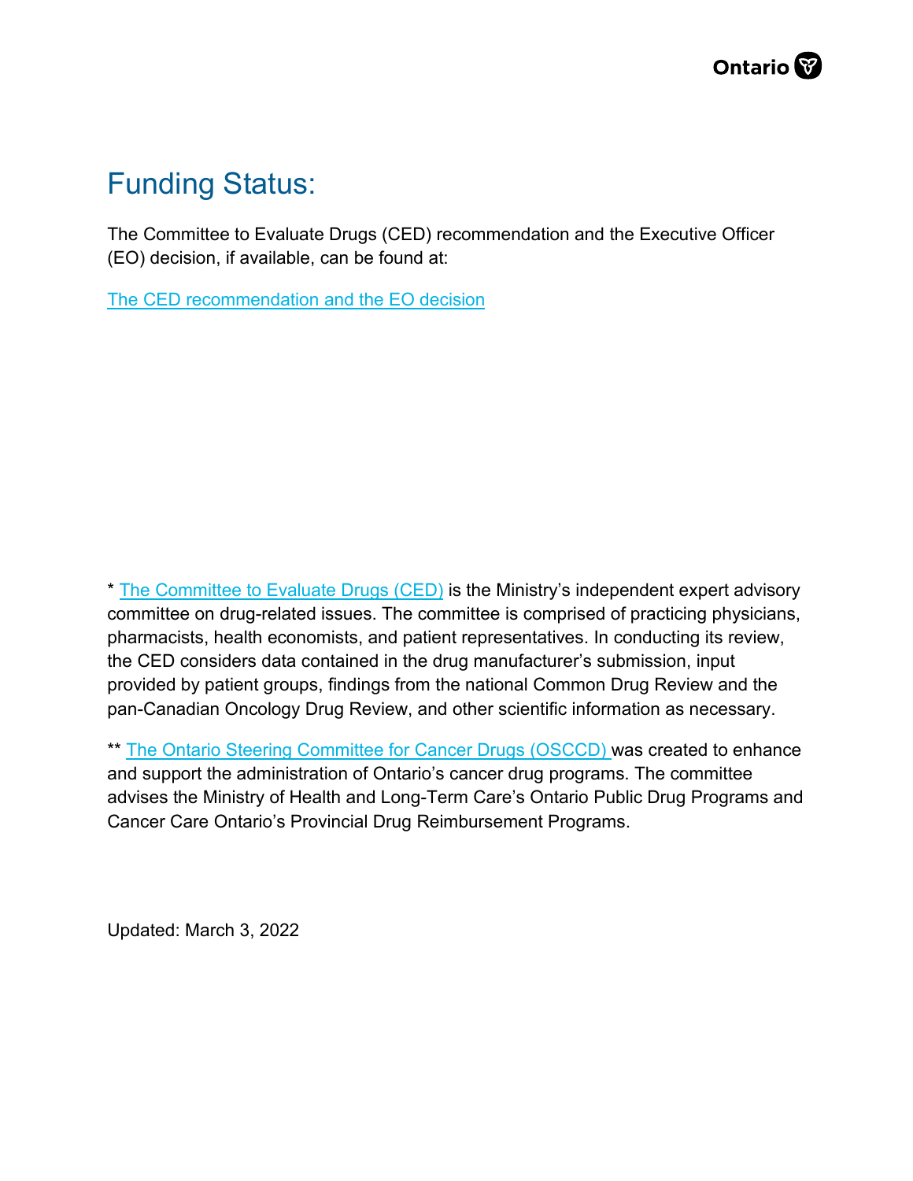# Funding Status:

The Committee to Evaluate Drugs (CED) recommendation and the Executive Officer (EO) decision, if available, can be found at:

The CED recommendation and the EO decision

* The Committee to Evaluate Drugs (CED) is the Ministry's independent expert advisory committee on drug-related issues. The committee is comprised of practicing physicians, pharmacists, health economists, and patient representatives. In conducting its review, the CED considers data contained in the drug manufacturer's submission, input provided by patient groups, findings from the national Common Drug Review and the pan-Canadian Oncology Drug Review, and other scientific information as necessary.

** The Ontario Steering Committee for Cancer Drugs (OSCCD) was created to enhance and support the administration of Ontario's cancer drug programs. The committee advises the Ministry of Health and Long-Term Care's Ontario Public Drug Programs and Cancer Care Ontario's Provincial Drug Reimbursement Programs.

Updated: March 3, 2022